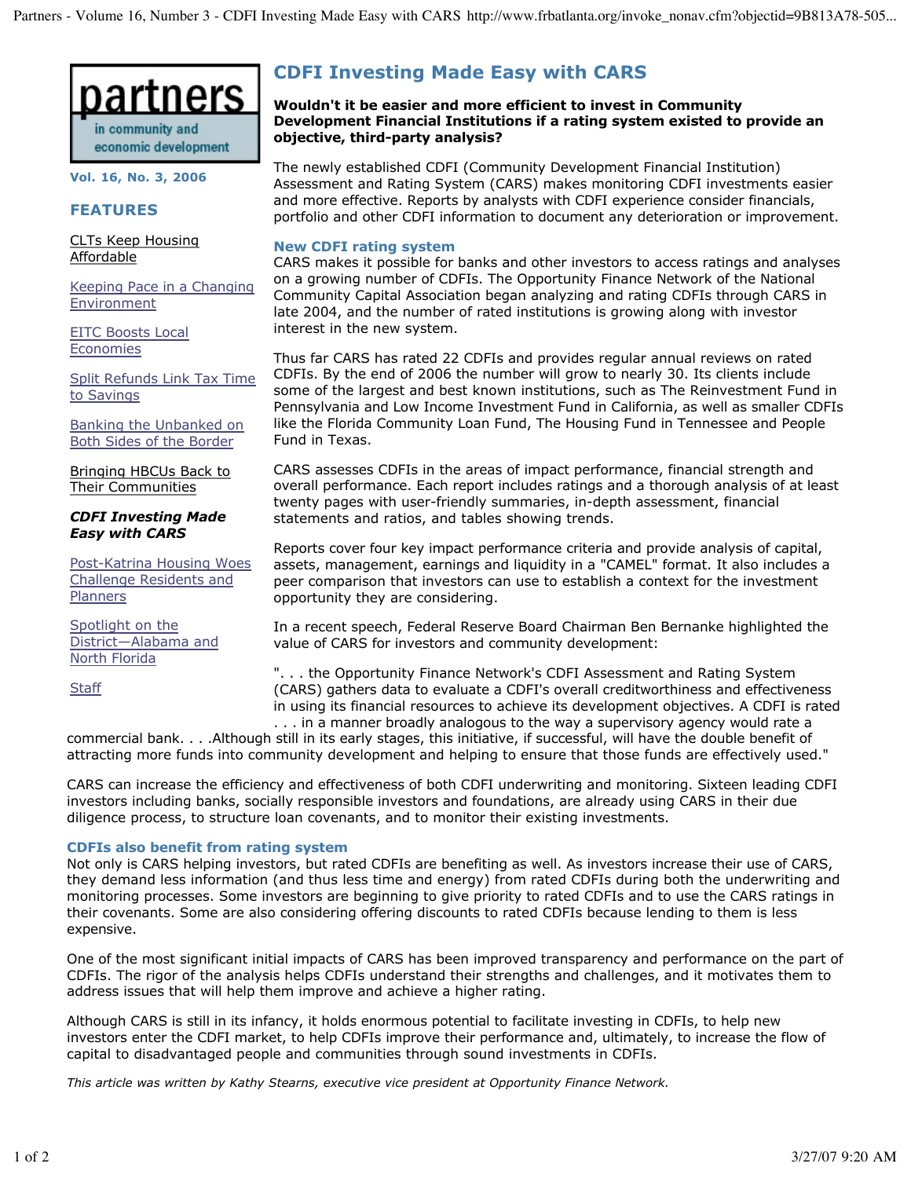partners

in community and economic development

**Vol. 16, No. 3, 2006**

## FEATURES

- CLTs Keep Housing Affordable
- Keeping Pace in a Changing Environment
- EITC Boosts Local Economies
- Split Refunds Link Tax Time to Savings
- Banking the Unbanked on Both Sides of the Border
- Bringing HBCUs Back to Their Communities
- ***CDFI Investing Made Easy with CARS***
- Post-Katrina Housing Woes Challenge Residents and Planners
- Spotlight on the District—Alabama and North Florida
- Staff

# CDFI Investing Made Easy with CARS

**Wouldn't it be easier and more efficient to invest in Community Development Financial Institutions if a rating system existed to provide an objective, third-party analysis?**

The newly established CDFI (Community Development Financial Institution) Assessment and Rating System (CARS) makes monitoring CDFI investments easier and more effective. Reports by analysts with CDFI experience consider financials, portfolio and other CDFI information to document any deterioration or improvement.

## New CDFI rating system

CARS makes it possible for banks and other investors to access ratings and analyses on a growing number of CDFIs. The Opportunity Finance Network of the National Community Capital Association began analyzing and rating CDFIs through CARS in late 2004, and the number of rated institutions is growing along with investor interest in the new system.

Thus far CARS has rated 22 CDFIs and provides regular annual reviews on rated CDFIs. By the end of 2006 the number will grow to nearly 30. Its clients include some of the largest and best known institutions, such as The Reinvestment Fund in Pennsylvania and Low Income Investment Fund in California, as well as smaller CDFIs like the Florida Community Loan Fund, The Housing Fund in Tennessee and People Fund in Texas.

CARS assesses CDFIs in the areas of impact performance, financial strength and overall performance. Each report includes ratings and a thorough analysis of at least twenty pages with user-friendly summaries, in-depth assessment, financial statements and ratios, and tables showing trends.

Reports cover four key impact performance criteria and provide analysis of capital, assets, management, earnings and liquidity in a "CAMEL" format. It also includes a peer comparison that investors can use to establish a context for the investment opportunity they are considering.

In a recent speech, Federal Reserve Board Chairman Ben Bernanke highlighted the value of CARS for investors and community development:

". . . the Opportunity Finance Network's CDFI Assessment and Rating System (CARS) gathers data to evaluate a CDFI's overall creditworthiness and effectiveness in using its financial resources to achieve its development objectives. A CDFI is rated . . . in a manner broadly analogous to the way a supervisory agency would rate a commercial bank. . . .Although still in its early stages, this initiative, if successful, will have the double benefit of attracting more funds into community development and helping to ensure that those funds are effectively used."

CARS can increase the efficiency and effectiveness of both CDFI underwriting and monitoring. Sixteen leading CDFI investors including banks, socially responsible investors and foundations, are already using CARS in their due diligence process, to structure loan covenants, and to monitor their existing investments.

## CDFIs also benefit from rating system

Not only is CARS helping investors, but rated CDFIs are benefiting as well. As investors increase their use of CARS, they demand less information (and thus less time and energy) from rated CDFIs during both the underwriting and monitoring processes. Some investors are beginning to give priority to rated CDFIs and to use the CARS ratings in their covenants. Some are also considering offering discounts to rated CDFIs because lending to them is less expensive.

One of the most significant initial impacts of CARS has been improved transparency and performance on the part of CDFIs. The rigor of the analysis helps CDFIs understand their strengths and challenges, and it motivates them to address issues that will help them improve and achieve a higher rating.

Although CARS is still in its infancy, it holds enormous potential to facilitate investing in CDFIs, to help new investors enter the CDFI market, to help CDFIs improve their performance and, ultimately, to increase the flow of capital to disadvantaged people and communities through sound investments in CDFIs.

*This article was written by Kathy Stearns, executive vice president at Opportunity Finance Network.*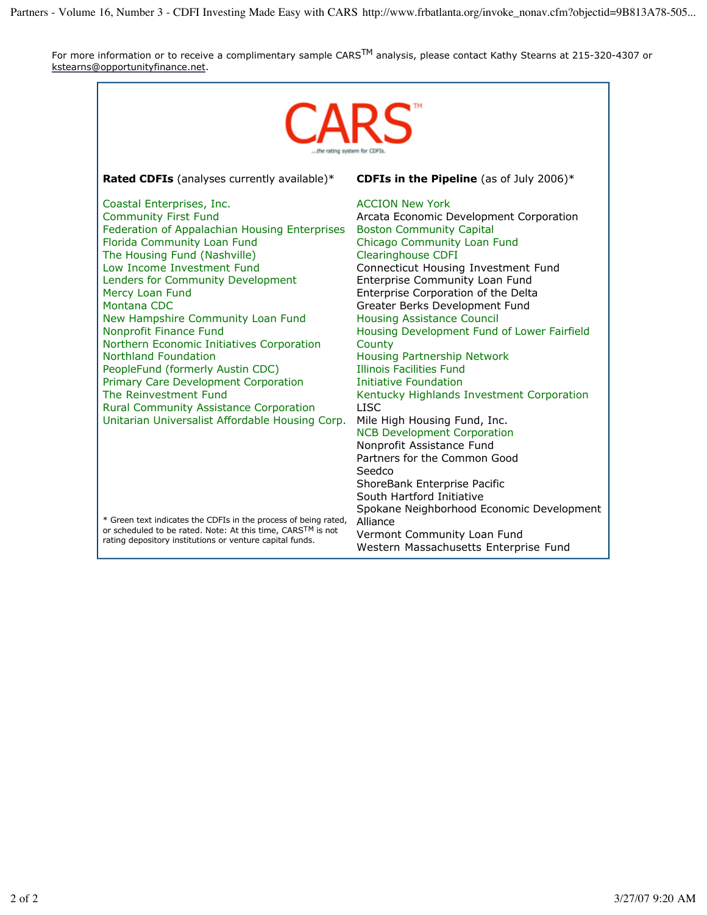For more information or to receive a complimentary sample CARS™ analysis, please contact Kathy Stearns at 215-320-4307 or kstearns@opportunityfinance.net.

# CARS™

...the rating system for CDFIs.

**Rated CDFIs** (analyses currently available)*

- Coastal Enterprises, Inc.
- Community First Fund
- Federation of Appalachian Housing Enterprises
- Florida Community Loan Fund
- The Housing Fund (Nashville)
- Low Income Investment Fund
- Lenders for Community Development
- Mercy Loan Fund
- Montana CDC
- New Hampshire Community Loan Fund
- Nonprofit Finance Fund
- Northern Economic Initiatives Corporation
- Northland Foundation
- PeopleFund (formerly Austin CDC)
- Primary Care Development Corporation
- The Reinvestment Fund
- Rural Community Assistance Corporation
- Unitarian Universalist Affordable Housing Corp.

**CDFIs in the Pipeline** (as of July 2006)*

- ACCION New York
- Arcata Economic Development Corporation
- Boston Community Capital
- Chicago Community Loan Fund
- Clearinghouse CDFI
- Connecticut Housing Investment Fund
- Enterprise Community Loan Fund
- Enterprise Corporation of the Delta
- Greater Berks Development Fund
- Housing Assistance Council
- Housing Development Fund of Lower Fairfield County
- Housing Partnership Network
- Illinois Facilities Fund
- Initiative Foundation
- Kentucky Highlands Investment Corporation
- LISC
- Mile High Housing Fund, Inc.
- NCB Development Corporation
- Nonprofit Assistance Fund
- Partners for the Common Good
- Seedco
- ShoreBank Enterprise Pacific
- South Hartford Initiative
- Spokane Neighborhood Economic Development Alliance
- Vermont Community Loan Fund
- Western Massachusetts Enterprise Fund

* Green text indicates the CDFIs in the process of being rated, or scheduled to be rated. Note: At this time, CARS™ is not rating depository institutions or venture capital funds.